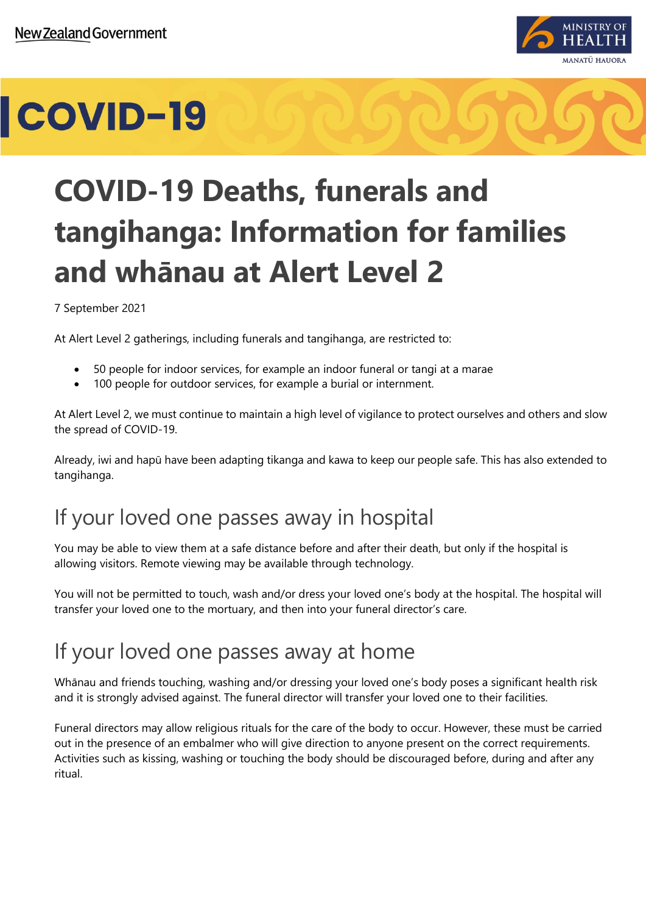# COVID-19 Deaths, funerals and tangihanga: Information for families and whānau at Alert Level 2

7 September 2021

At Alert Level 2 gatherings, including funerals and tangihanga, are restricted to:

- 50 people for indoor services, for example an indoor funeral or tangi at a marae
- 100 people for outdoor services, for example a burial or internment.

At Alert Level 2, we must continue to maintain a high level of vigilance to protect ourselves and others and slow the spread of COVID-19.

Already, iwi and hapū have been adapting tikanga and kawa to keep our people safe. This has also extended to tangihanga.

## If your loved one passes away in hospital

You may be able to view them at a safe distance before and after their death, but only if the hospital is allowing visitors. Remote viewing may be available through technology.

You will not be permitted to touch, wash and/or dress your loved one's body at the hospital. The hospital will transfer your loved one to the mortuary, and then into your funeral director's care.

## If your loved one passes away at home

Whānau and friends touching, washing and/or dressing your loved one's body poses a significant health risk and it is strongly advised against. The funeral director will transfer your loved one to their facilities.

Funeral directors may allow religious rituals for the care of the body to occur. However, these must be carried out in the presence of an embalmer who will give direction to anyone present on the correct requirements. Activities such as kissing, washing or touching the body should be discouraged before, during and after any ritual.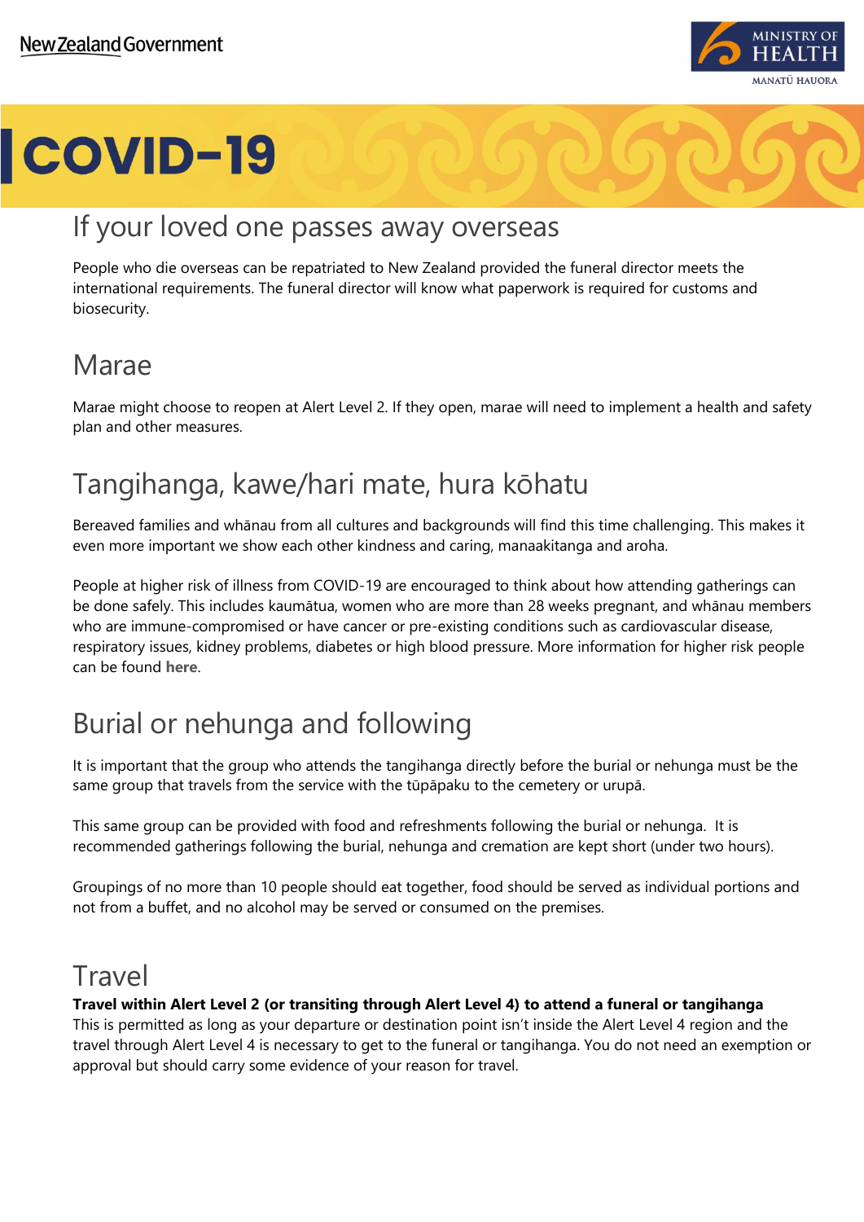# COVID-19

## If your loved one passes away overseas

People who die overseas can be repatriated to New Zealand provided the funeral director meets the international requirements. The funeral director will know what paperwork is required for customs and biosecurity.

## Marae

Marae might choose to reopen at Alert Level 2. If they open, marae will need to implement a health and safety plan and other measures.

## Tangihanga, kawe/hari mate, hura kōhatu

Bereaved families and whānau from all cultures and backgrounds will find this time challenging. This makes it even more important we show each other kindness and caring, manaakitanga and aroha.

People at higher risk of illness from COVID-19 are encouraged to think about how attending gatherings can be done safely. This includes kaumātua, women who are more than 28 weeks pregnant, and whānau members who are immune-compromised or have cancer or pre-existing conditions such as cardiovascular disease, respiratory issues, kidney problems, diabetes or high blood pressure. More information for higher risk people can be found **here**.

## Burial or nehunga and following

It is important that the group who attends the tangihanga directly before the burial or nehunga must be the same group that travels from the service with the tūpāpaku to the cemetery or urupā.

This same group can be provided with food and refreshments following the burial or nehunga. It is recommended gatherings following the burial, nehunga and cremation are kept short (under two hours).

Groupings of no more than 10 people should eat together, food should be served as individual portions and not from a buffet, and no alcohol may be served or consumed on the premises.

## Travel

**Travel within Alert Level 2 (or transiting through Alert Level 4) to attend a funeral or tangihanga**

This is permitted as long as your departure or destination point isn't inside the Alert Level 4 region and the travel through Alert Level 4 is necessary to get to the funeral or tangihanga. You do not need an exemption or approval but should carry some evidence of your reason for travel.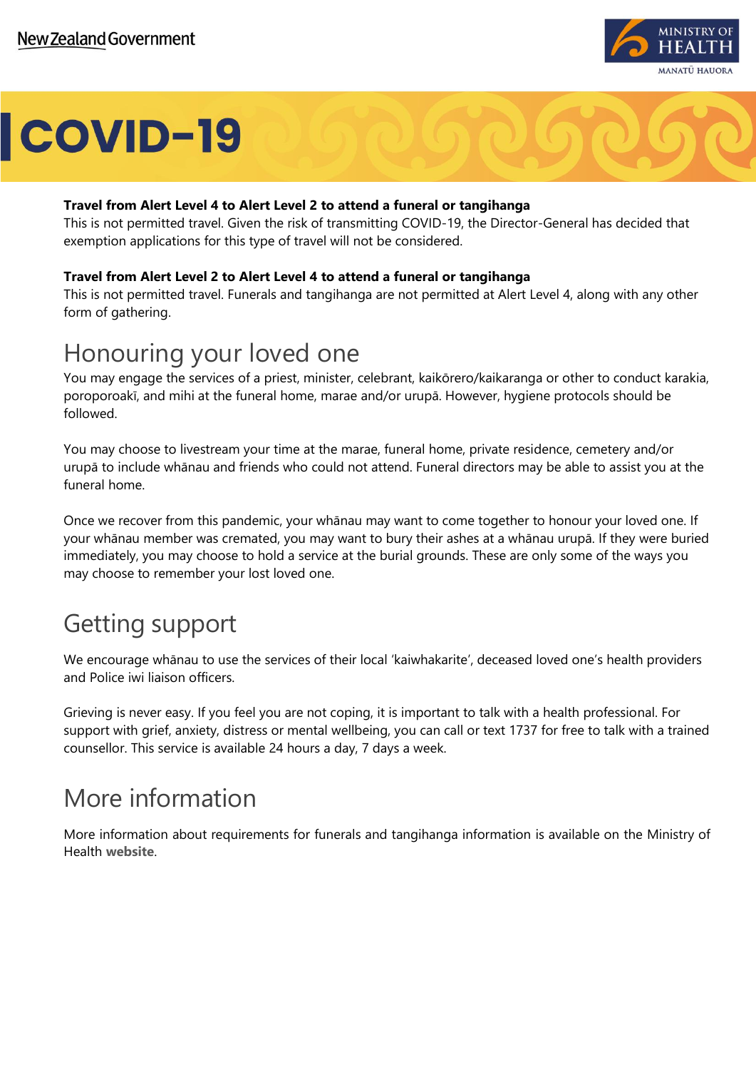**Travel from Alert Level 4 to Alert Level 2 to attend a funeral or tangihanga**
This is not permitted travel. Given the risk of transmitting COVID-19, the Director-General has decided that exemption applications for this type of travel will not be considered.

**Travel from Alert Level 2 to Alert Level 4 to attend a funeral or tangihanga**
This is not permitted travel. Funerals and tangihanga are not permitted at Alert Level 4, along with any other form of gathering.

## Honouring your loved one

You may engage the services of a priest, minister, celebrant, kaikōrero/kaikaranga or other to conduct karakia, poroporoakī, and mihi at the funeral home, marae and/or urupā. However, hygiene protocols should be followed.

You may choose to livestream your time at the marae, funeral home, private residence, cemetery and/or urupā to include whānau and friends who could not attend. Funeral directors may be able to assist you at the funeral home.

Once we recover from this pandemic, your whānau may want to come together to honour your loved one. If your whānau member was cremated, you may want to bury their ashes at a whānau urupā. If they were buried immediately, you may choose to hold a service at the burial grounds. These are only some of the ways you may choose to remember your lost loved one.

## Getting support

We encourage whānau to use the services of their local 'kaiwhakarite', deceased loved one's health providers and Police iwi liaison officers.

Grieving is never easy. If you feel you are not coping, it is important to talk with a health professional. For support with grief, anxiety, distress or mental wellbeing, you can call or text 1737 for free to talk with a trained counsellor. This service is available 24 hours a day, 7 days a week.

## More information

More information about requirements for funerals and tangihanga information is available on the Ministry of Health **website**.